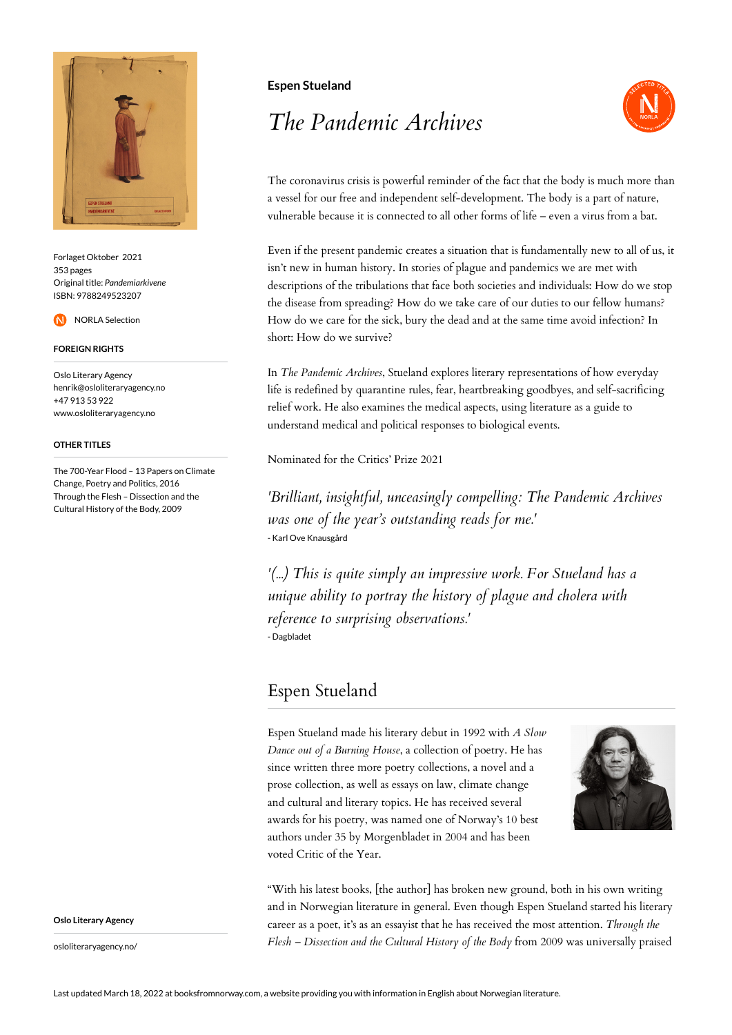Forlaget Oktober 2021
353 pages
Original title: *Pandemiarkivene*
ISBN: 9788249523207

NORLA Selection

**FOREIGN RIGHTS**

Oslo Literary Agency
henrik@osloliteraryagency.no
+47 913 53 922
www.osloliteraryagency.no

**OTHER TITLES**

The 700-Year Flood – 13 Papers on Climate Change, Poetry and Politics, 2016
Through the Flesh – Dissection and the Cultural History of the Body, 2009

**Oslo Literary Agency**

osloliteraryagency.no/

**Espen Stueland**

# *The Pandemic Archives*

The coronavirus crisis is powerful reminder of the fact that the body is much more than a vessel for our free and independent self-development. The body is a part of nature, vulnerable because it is connected to all other forms of life – even a virus from a bat.

Even if the present pandemic creates a situation that is fundamentally new to all of us, it isn't new in human history. In stories of plague and pandemics we are met with descriptions of the tribulations that face both societies and individuals: How do we stop the disease from spreading? How do we take care of our duties to our fellow humans? How do we care for the sick, bury the dead and at the same time avoid infection? In short: How do we survive?

In *The Pandemic Archives*, Stueland explores literary representations of how everyday life is redefined by quarantine rules, fear, heartbreaking goodbyes, and self-sacrificing relief work. He also examines the medical aspects, using literature as a guide to understand medical and political responses to biological events.

Nominated for the Critics' Prize 2021

*'Brilliant, insightful, unceasingly compelling: The Pandemic Archives was one of the year's outstanding reads for me.'*
- Karl Ove Knausgård

*'(...) This is quite simply an impressive work. For Stueland has a unique ability to portray the history of plague and cholera with reference to surprising observations.'*
- Dagbladet

## Espen Stueland

Espen Stueland made his literary debut in 1992 with *A Slow Dance out of a Burning House*, a collection of poetry. He has since written three more poetry collections, a novel and a prose collection, as well as essays on law, climate change and cultural and literary topics. He has received several awards for his poetry, was named one of Norway's 10 best authors under 35 by Morgenbladet in 2004 and has been voted Critic of the Year.

"With his latest books, [the author] has broken new ground, both in his own writing and in Norwegian literature in general. Even though Espen Stueland started his literary career as a poet, it's as an essayist that he has received the most attention. *Through the Flesh – Dissection and the Cultural History of the Body* from 2009 was universally praised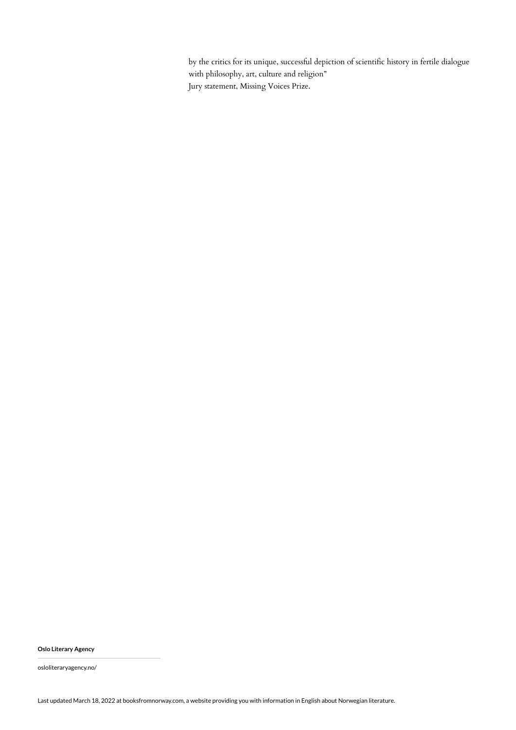by the critics for its unique, successful depiction of scientific history in fertile dialogue with philosophy, art, culture and religion"
Jury statement, Missing Voices Prize.

**Oslo Literary Agency**

osloliteraryagency.no/

Last updated March 18, 2022 at booksfromnorway.com, a website providing you with information in English about Norwegian literature.